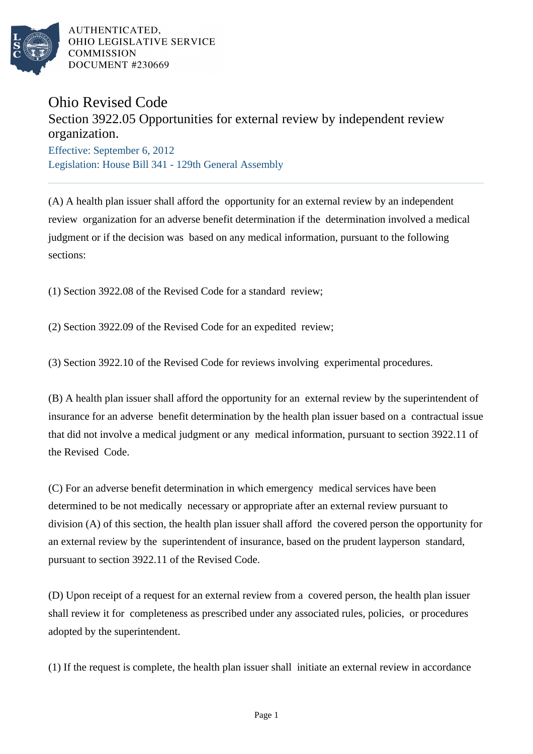AUTHENTICATED,
OHIO LEGISLATIVE SERVICE
COMMISSION
DOCUMENT #230669

# Ohio Revised Code

## Section 3922.05 Opportunities for external review by independent review organization.

Effective: September 6, 2012
Legislation: House Bill 341 - 129th General Assembly

(A) A health plan issuer shall afford the opportunity for an external review by an independent review organization for an adverse benefit determination if the determination involved a medical judgment or if the decision was based on any medical information, pursuant to the following sections:

(1) Section 3922.08 of the Revised Code for a standard review;

(2) Section 3922.09 of the Revised Code for an expedited review;

(3) Section 3922.10 of the Revised Code for reviews involving experimental procedures.

(B) A health plan issuer shall afford the opportunity for an external review by the superintendent of insurance for an adverse benefit determination by the health plan issuer based on a contractual issue that did not involve a medical judgment or any medical information, pursuant to section 3922.11 of the Revised Code.

(C) For an adverse benefit determination in which emergency medical services have been determined to be not medically necessary or appropriate after an external review pursuant to division (A) of this section, the health plan issuer shall afford the covered person the opportunity for an external review by the superintendent of insurance, based on the prudent layperson standard, pursuant to section 3922.11 of the Revised Code.

(D) Upon receipt of a request for an external review from a covered person, the health plan issuer shall review it for completeness as prescribed under any associated rules, policies, or procedures adopted by the superintendent.

(1) If the request is complete, the health plan issuer shall initiate an external review in accordance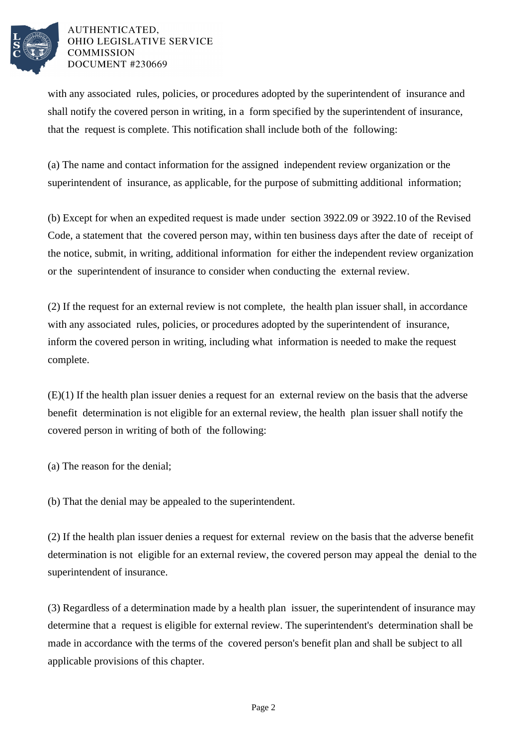with any associated rules, policies, or procedures adopted by the superintendent of insurance and shall notify the covered person in writing, in a form specified by the superintendent of insurance, that the request is complete. This notification shall include both of the following:

(a) The name and contact information for the assigned independent review organization or the superintendent of insurance, as applicable, for the purpose of submitting additional information;

(b) Except for when an expedited request is made under section 3922.09 or 3922.10 of the Revised Code, a statement that the covered person may, within ten business days after the date of receipt of the notice, submit, in writing, additional information for either the independent review organization or the superintendent of insurance to consider when conducting the external review.

(2) If the request for an external review is not complete, the health plan issuer shall, in accordance with any associated rules, policies, or procedures adopted by the superintendent of insurance, inform the covered person in writing, including what information is needed to make the request complete.

(E)(1) If the health plan issuer denies a request for an external review on the basis that the adverse benefit determination is not eligible for an external review, the health plan issuer shall notify the covered person in writing of both of the following:

(a) The reason for the denial;

(b) That the denial may be appealed to the superintendent.

(2) If the health plan issuer denies a request for external review on the basis that the adverse benefit determination is not eligible for an external review, the covered person may appeal the denial to the superintendent of insurance.

(3) Regardless of a determination made by a health plan issuer, the superintendent of insurance may determine that a request is eligible for external review. The superintendent's determination shall be made in accordance with the terms of the covered person's benefit plan and shall be subject to all applicable provisions of this chapter.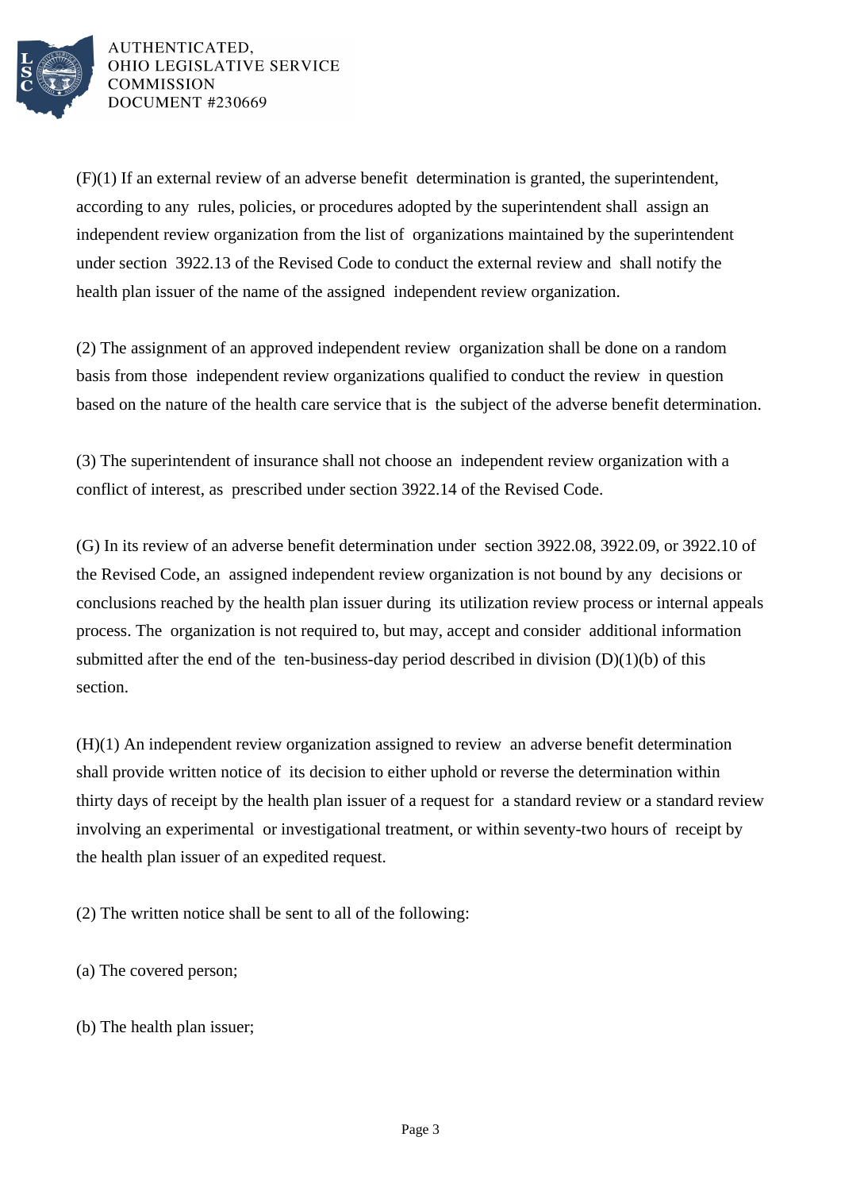(F)(1) If an external review of an adverse benefit determination is granted, the superintendent, according to any rules, policies, or procedures adopted by the superintendent shall assign an independent review organization from the list of organizations maintained by the superintendent under section 3922.13 of the Revised Code to conduct the external review and shall notify the health plan issuer of the name of the assigned independent review organization.

(2) The assignment of an approved independent review organization shall be done on a random basis from those independent review organizations qualified to conduct the review in question based on the nature of the health care service that is the subject of the adverse benefit determination.

(3) The superintendent of insurance shall not choose an independent review organization with a conflict of interest, as prescribed under section 3922.14 of the Revised Code.

(G) In its review of an adverse benefit determination under section 3922.08, 3922.09, or 3922.10 of the Revised Code, an assigned independent review organization is not bound by any decisions or conclusions reached by the health plan issuer during its utilization review process or internal appeals process. The organization is not required to, but may, accept and consider additional information submitted after the end of the ten-business-day period described in division (D)(1)(b) of this section.

(H)(1) An independent review organization assigned to review an adverse benefit determination shall provide written notice of its decision to either uphold or reverse the determination within thirty days of receipt by the health plan issuer of a request for a standard review or a standard review involving an experimental or investigational treatment, or within seventy-two hours of receipt by the health plan issuer of an expedited request.

(2) The written notice shall be sent to all of the following:

(a) The covered person;

(b) The health plan issuer;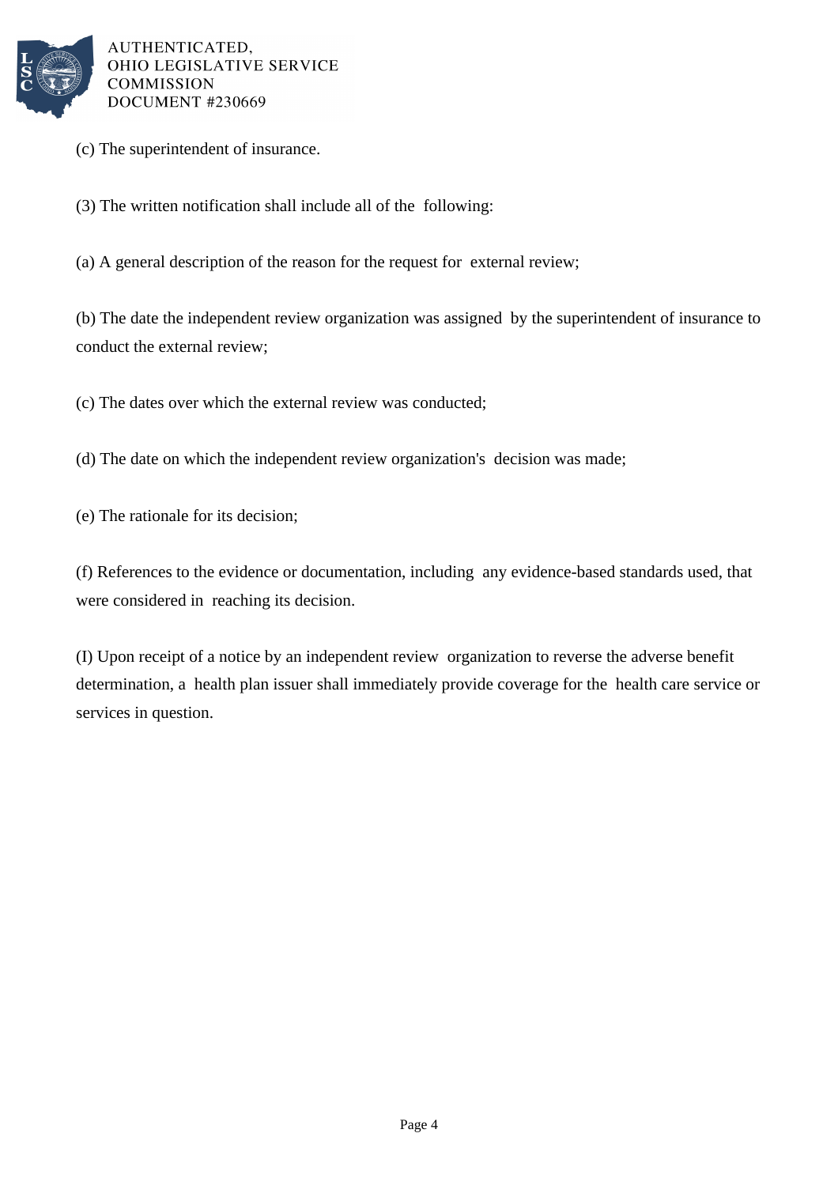(c) The superintendent of insurance.

(3) The written notification shall include all of the following:

(a) A general description of the reason for the request for external review;

(b) The date the independent review organization was assigned by the superintendent of insurance to conduct the external review;

(c) The dates over which the external review was conducted;

(d) The date on which the independent review organization's decision was made;

(e) The rationale for its decision;

(f) References to the evidence or documentation, including any evidence-based standards used, that were considered in reaching its decision.

(I) Upon receipt of a notice by an independent review organization to reverse the adverse benefit determination, a health plan issuer shall immediately provide coverage for the health care service or services in question.